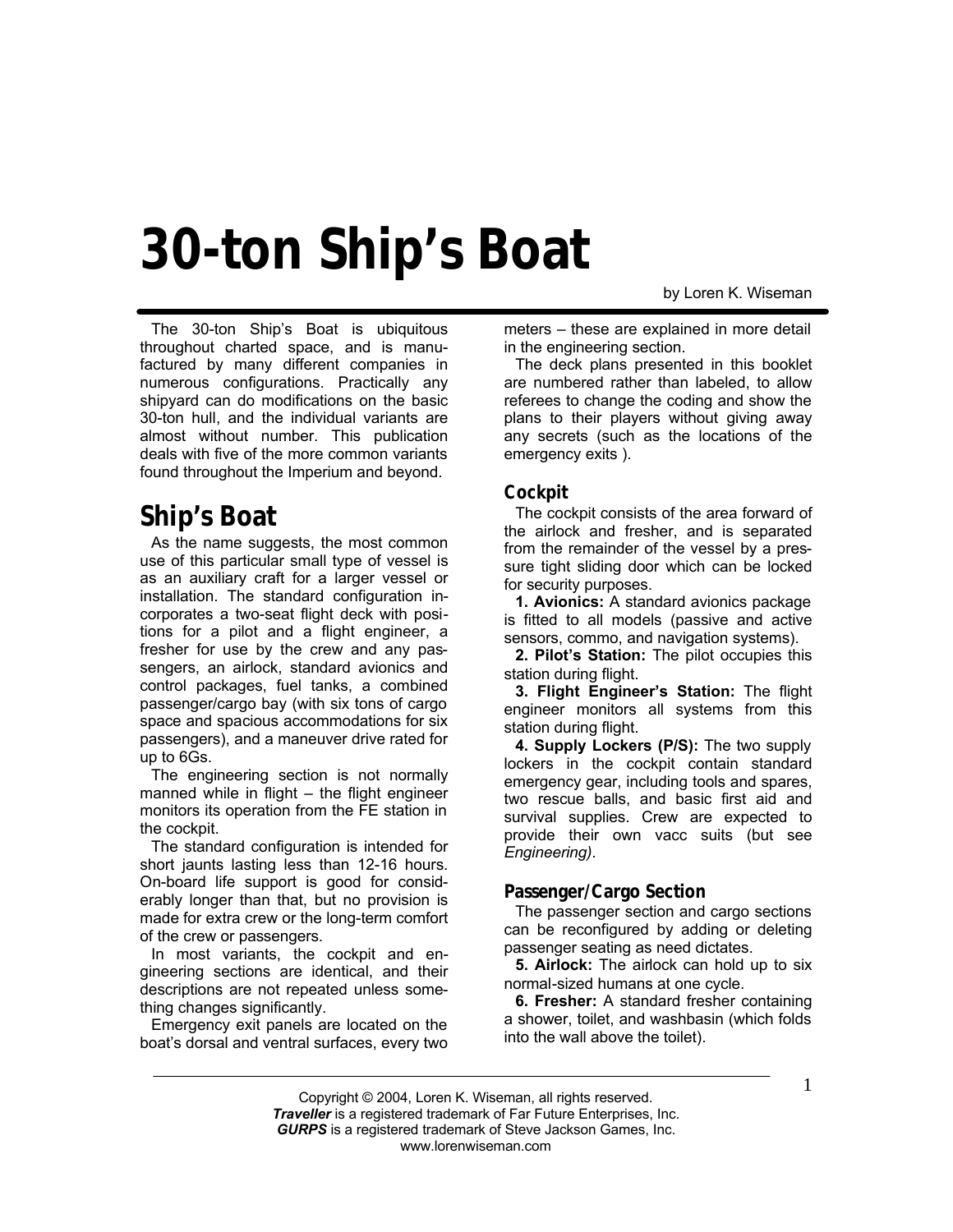# 30-ton Ship's Boat

by Loren K. Wiseman

The 30-ton Ship's Boat is ubiquitous throughout charted space, and is manufactured by many different companies in numerous configurations. Practically any shipyard can do modifications on the basic 30-ton hull, and the individual variants are almost without number. This publication deals with five of the more common variants found throughout the Imperium and beyond.

## Ship's Boat

As the name suggests, the most common use of this particular small type of vessel is as an auxiliary craft for a larger vessel or installation. The standard configuration incorporates a two-seat flight deck with positions for a pilot and a flight engineer, a fresher for use by the crew and any passengers, an airlock, standard avionics and control packages, fuel tanks, a combined passenger/cargo bay (with six tons of cargo space and spacious accommodations for six passengers), and a maneuver drive rated for up to 6Gs.

The engineering section is not normally manned while in flight – the flight engineer monitors its operation from the FE station in the cockpit.

The standard configuration is intended for short jaunts lasting less than 12-16 hours. On-board life support is good for considerably longer than that, but no provision is made for extra crew or the long-term comfort of the crew or passengers.

In most variants, the cockpit and engineering sections are identical, and their descriptions are not repeated unless something changes significantly.

Emergency exit panels are located on the boat's dorsal and ventral surfaces, every two meters – these are explained in more detail in the engineering section.

The deck plans presented in this booklet are numbered rather than labeled, to allow referees to change the coding and show the plans to their players without giving away any secrets (such as the locations of the emergency exits ).

### Cockpit

The cockpit consists of the area forward of the airlock and fresher, and is separated from the remainder of the vessel by a pressure tight sliding door which can be locked for security purposes.

**1. Avionics:** A standard avionics package is fitted to all models (passive and active sensors, commo, and navigation systems).

**2. Pilot's Station:** The pilot occupies this station during flight.

**3. Flight Engineer's Station:** The flight engineer monitors all systems from this station during flight.

**4. Supply Lockers (P/S):** The two supply lockers in the cockpit contain standard emergency gear, including tools and spares, two rescue balls, and basic first aid and survival supplies. Crew are expected to provide their own vacc suits (but see *Engineering)*.

### Passenger/Cargo Section

The passenger section and cargo sections can be reconfigured by adding or deleting passenger seating as need dictates.

**5. Airlock:** The airlock can hold up to six normal-sized humans at one cycle.

**6. Fresher:** A standard fresher containing a shower, toilet, and washbasin (which folds into the wall above the toilet).

Copyright © 2004, Loren K. Wiseman, all rights reserved.
***Traveller*** is a registered trademark of Far Future Enterprises, Inc.
***GURPS*** is a registered trademark of Steve Jackson Games, Inc.
www.lorenwiseman.com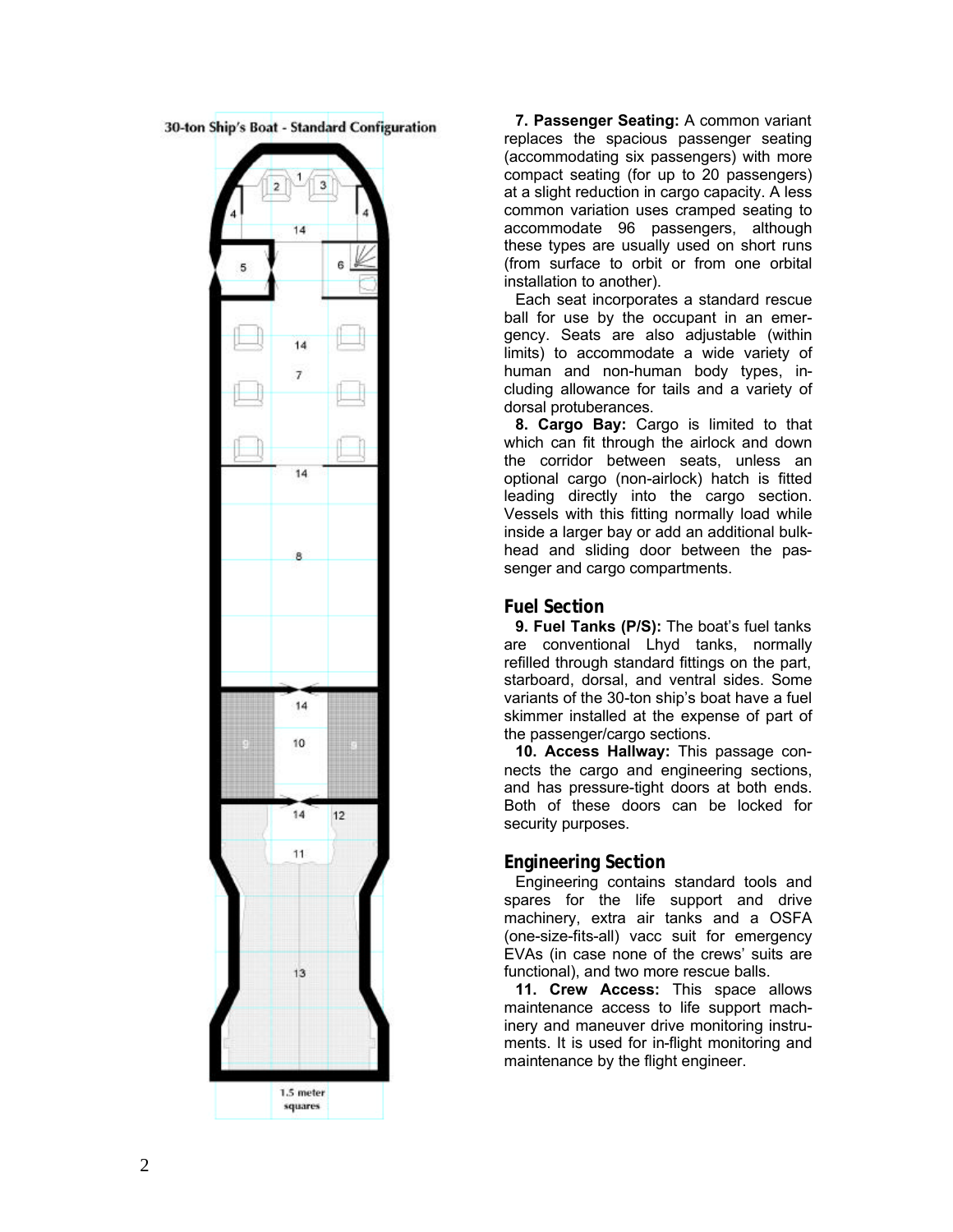30-ton Ship's Boat - Standard Configuration

1.5 meter squares

**7. Passenger Seating:** A common variant replaces the spacious passenger seating (accommodating six passengers) with more compact seating (for up to 20 passengers) at a slight reduction in cargo capacity. A less common variation uses cramped seating to accommodate 96 passengers, although these types are usually used on short runs (from surface to orbit or from one orbital installation to another).

Each seat incorporates a standard rescue ball for use by the occupant in an emergency. Seats are also adjustable (within limits) to accommodate a wide variety of human and non-human body types, including allowance for tails and a variety of dorsal protuberances.

**8. Cargo Bay:** Cargo is limited to that which can fit through the airlock and down the corridor between seats, unless an optional cargo (non-airlock) hatch is fitted leading directly into the cargo section. Vessels with this fitting normally load while inside a larger bay or add an additional bulkhead and sliding door between the passenger and cargo compartments.

## Fuel Section

**9. Fuel Tanks (P/S):** The boat's fuel tanks are conventional Lhyd tanks, normally refilled through standard fittings on the part, starboard, dorsal, and ventral sides. Some variants of the 30-ton ship's boat have a fuel skimmer installed at the expense of part of the passenger/cargo sections.

**10. Access Hallway:** This passage connects the cargo and engineering sections, and has pressure-tight doors at both ends. Both of these doors can be locked for security purposes.

## Engineering Section

Engineering contains standard tools and spares for the life support and drive machinery, extra air tanks and a OSFA (one-size-fits-all) vacc suit for emergency EVAs (in case none of the crews' suits are functional), and two more rescue balls.

**11. Crew Access:** This space allows maintenance access to life support machinery and maneuver drive monitoring instruments. It is used for in-flight monitoring and maintenance by the flight engineer.